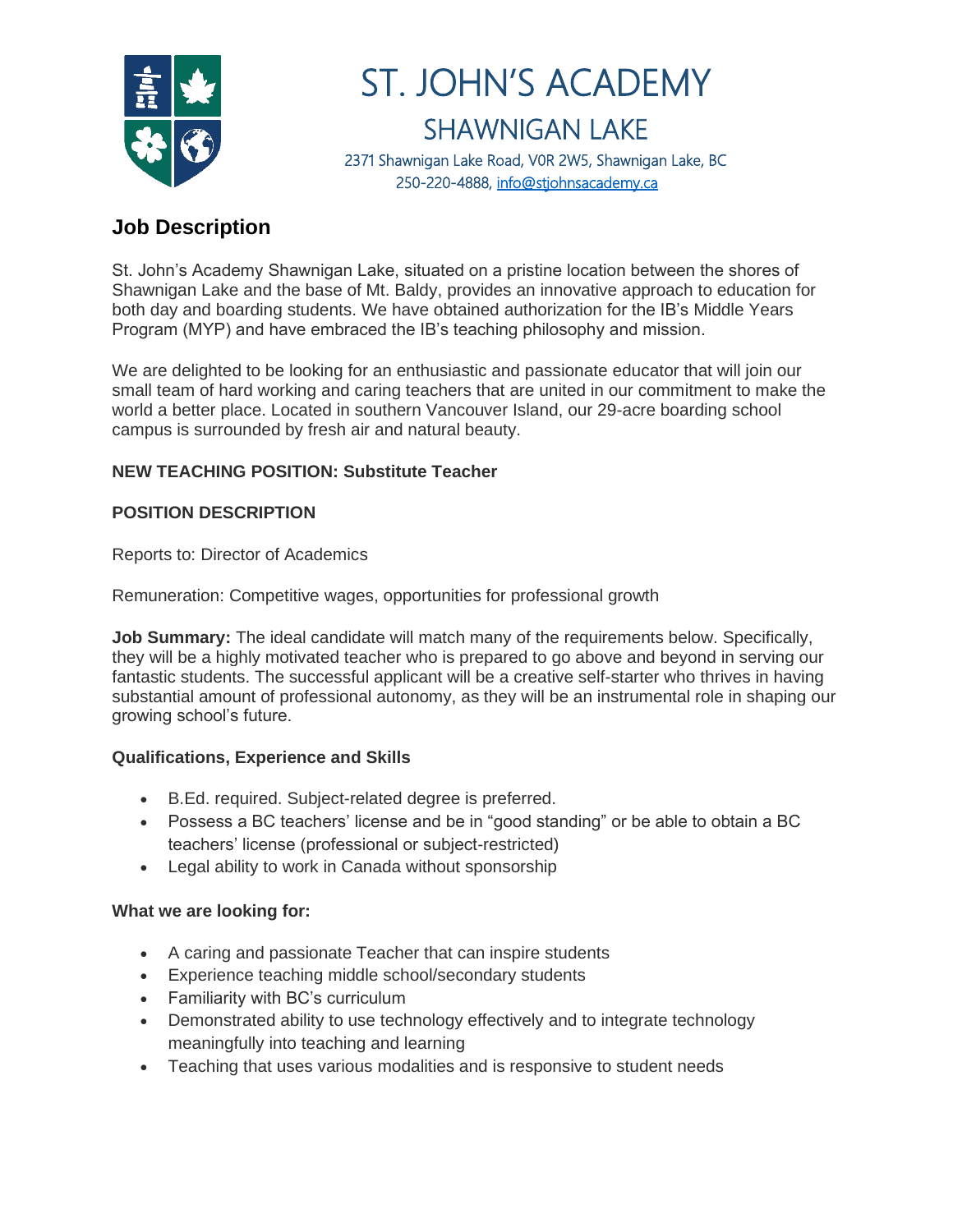# ST. JOHN'S ACADEMY

## SHAWNIGAN LAKE

2371 Shawnigan Lake Road, V0R 2W5, Shawnigan Lake, BC
250-220-4888, info@stjohnsacademy.ca

## Job Description

St. John's Academy Shawnigan Lake, situated on a pristine location between the shores of Shawnigan Lake and the base of Mt. Baldy, provides an innovative approach to education for both day and boarding students. We have obtained authorization for the IB's Middle Years Program (MYP) and have embraced the IB's teaching philosophy and mission.

We are delighted to be looking for an enthusiastic and passionate educator that will join our small team of hard working and caring teachers that are united in our commitment to make the world a better place. Located in southern Vancouver Island, our 29-acre boarding school campus is surrounded by fresh air and natural beauty.

**NEW TEACHING POSITION: Substitute Teacher**

**POSITION DESCRIPTION**

Reports to: Director of Academics

Remuneration: Competitive wages, opportunities for professional growth

**Job Summary:** The ideal candidate will match many of the requirements below. Specifically, they will be a highly motivated teacher who is prepared to go above and beyond in serving our fantastic students. The successful applicant will be a creative self-starter who thrives in having substantial amount of professional autonomy, as they will be an instrumental role in shaping our growing school's future.

**Qualifications, Experience and Skills**

- B.Ed. required. Subject-related degree is preferred.
- Possess a BC teachers' license and be in "good standing" or be able to obtain a BC teachers' license (professional or subject-restricted)
- Legal ability to work in Canada without sponsorship

**What we are looking for:**

- A caring and passionate Teacher that can inspire students
- Experience teaching middle school/secondary students
- Familiarity with BC's curriculum
- Demonstrated ability to use technology effectively and to integrate technology meaningfully into teaching and learning
- Teaching that uses various modalities and is responsive to student needs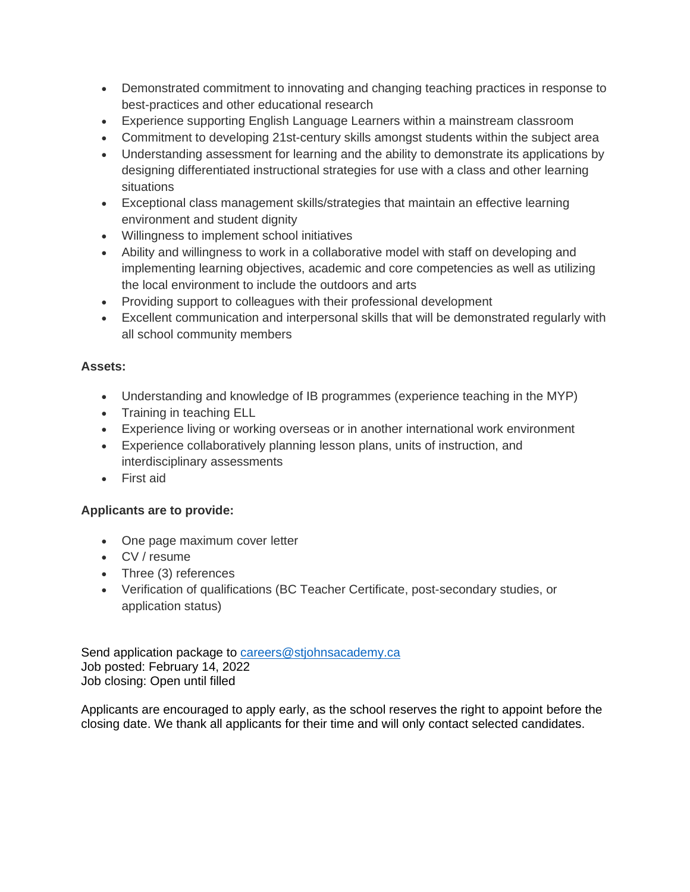- Demonstrated commitment to innovating and changing teaching practices in response to best-practices and other educational research
- Experience supporting English Language Learners within a mainstream classroom
- Commitment to developing 21st-century skills amongst students within the subject area
- Understanding assessment for learning and the ability to demonstrate its applications by designing differentiated instructional strategies for use with a class and other learning situations
- Exceptional class management skills/strategies that maintain an effective learning environment and student dignity
- Willingness to implement school initiatives
- Ability and willingness to work in a collaborative model with staff on developing and implementing learning objectives, academic and core competencies as well as utilizing the local environment to include the outdoors and arts
- Providing support to colleagues with their professional development
- Excellent communication and interpersonal skills that will be demonstrated regularly with all school community members

**Assets:**

- Understanding and knowledge of IB programmes (experience teaching in the MYP)
- Training in teaching ELL
- Experience living or working overseas or in another international work environment
- Experience collaboratively planning lesson plans, units of instruction, and interdisciplinary assessments
- First aid

**Applicants are to provide:**

- One page maximum cover letter
- CV / resume
- Three (3) references
- Verification of qualifications (BC Teacher Certificate, post-secondary studies, or application status)

Send application package to careers@stjohnsacademy.ca
Job posted: February 14, 2022
Job closing: Open until filled

Applicants are encouraged to apply early, as the school reserves the right to appoint before the closing date. We thank all applicants for their time and will only contact selected candidates.